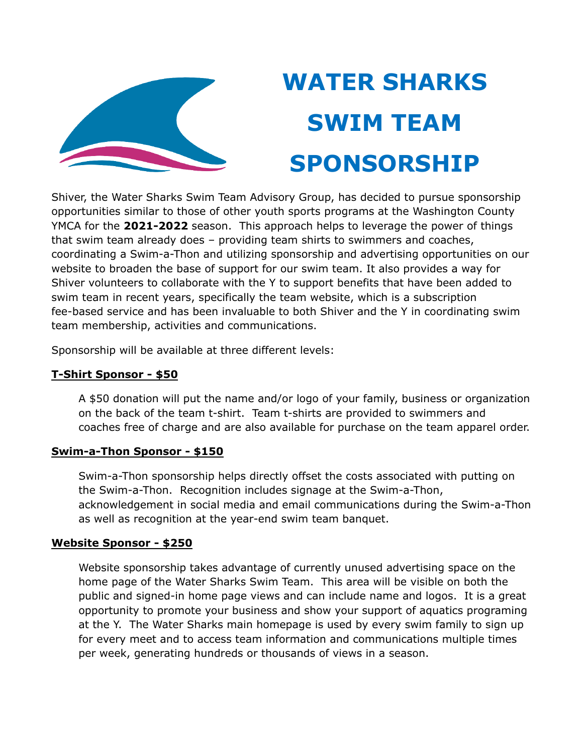# WATER SHARKS SWIM TEAM SPONSORSHIP

Shiver, the Water Sharks Swim Team Advisory Group, has decided to pursue sponsorship opportunities similar to those of other youth sports programs at the Washington County YMCA for the **2021-2022** season. This approach helps to leverage the power of things that swim team already does – providing team shirts to swimmers and coaches, coordinating a Swim-a-Thon and utilizing sponsorship and advertising opportunities on our website to broaden the base of support for our swim team. It also provides a way for Shiver volunteers to collaborate with the Y to support benefits that have been added to swim team in recent years, specifically the team website, which is a subscription fee-based service and has been invaluable to both Shiver and the Y in coordinating swim team membership, activities and communications.

Sponsorship will be available at three different levels:

**T-Shirt Sponsor - $50**

A $50 donation will put the name and/or logo of your family, business or organization on the back of the team t-shirt. Team t-shirts are provided to swimmers and coaches free of charge and are also available for purchase on the team apparel order.

**Swim-a-Thon Sponsor - $150**

Swim-a-Thon sponsorship helps directly offset the costs associated with putting on the Swim-a-Thon. Recognition includes signage at the Swim-a-Thon, acknowledgement in social media and email communications during the Swim-a-Thon as well as recognition at the year-end swim team banquet.

**Website Sponsor - $250**

Website sponsorship takes advantage of currently unused advertising space on the home page of the Water Sharks Swim Team. This area will be visible on both the public and signed-in home page views and can include name and logos. It is a great opportunity to promote your business and show your support of aquatics programing at the Y. The Water Sharks main homepage is used by every swim family to sign up for every meet and to access team information and communications multiple times per week, generating hundreds or thousands of views in a season.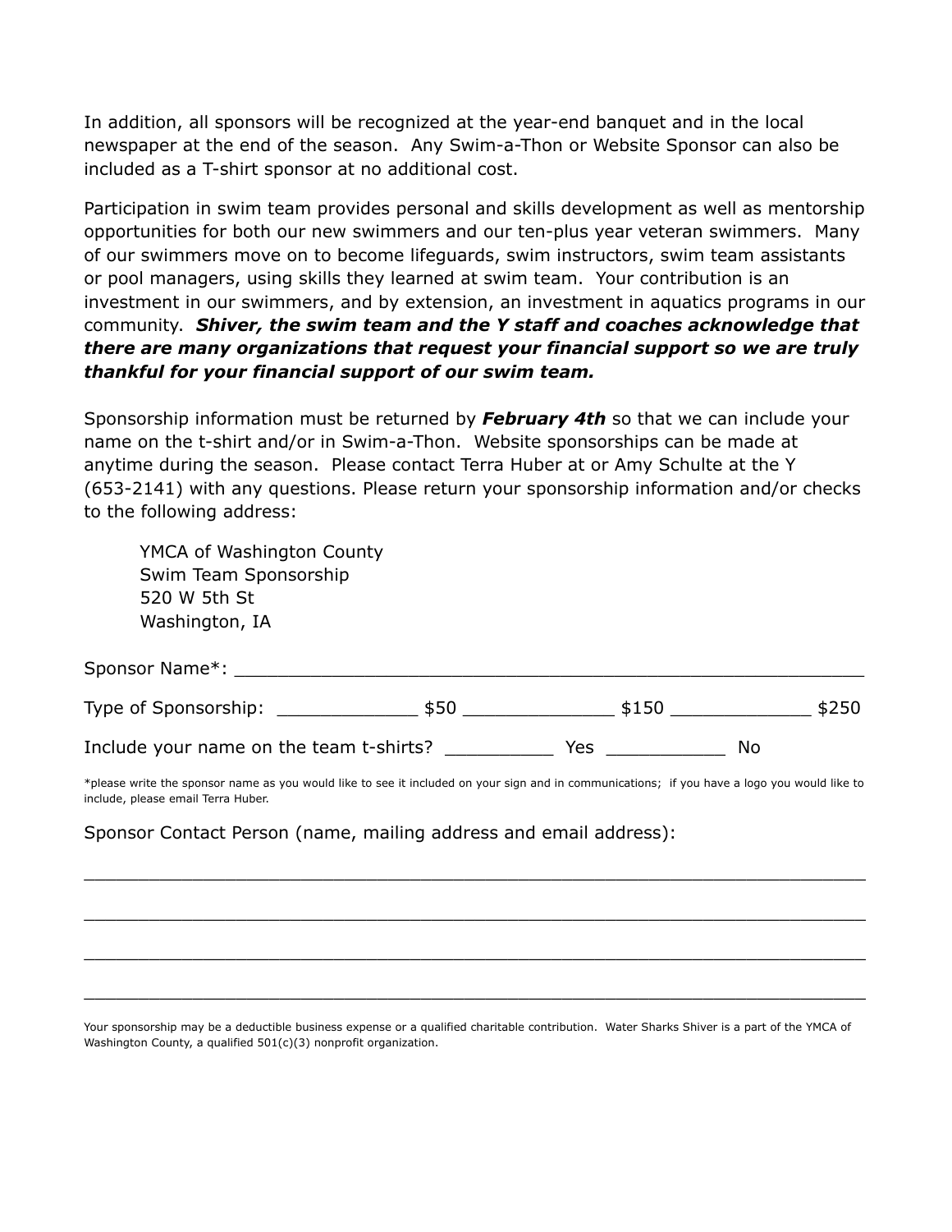In addition, all sponsors will be recognized at the year-end banquet and in the local newspaper at the end of the season. Any Swim-a-Thon or Website Sponsor can also be included as a T-shirt sponsor at no additional cost.

Participation in swim team provides personal and skills development as well as mentorship opportunities for both our new swimmers and our ten-plus year veteran swimmers. Many of our swimmers move on to become lifeguards, swim instructors, swim team assistants or pool managers, using skills they learned at swim team. Your contribution is an investment in our swimmers, and by extension, an investment in aquatics programs in our community. ***Shiver, the swim team and the Y staff and coaches acknowledge that there are many organizations that request your financial support so we are truly thankful for your financial support of our swim team.***

Sponsorship information must be returned by ***February 4th*** so that we can include your name on the t-shirt and/or in Swim-a-Thon. Website sponsorships can be made at anytime during the season. Please contact Terra Huber at or Amy Schulte at the Y (653-2141) with any questions. Please return your sponsorship information and/or checks to the following address:

YMCA of Washington County
Swim Team Sponsorship
520 W 5th St
Washington, IA

Sponsor Name*: ____________________________________________________________

Type of Sponsorship: _____________ $50 ______________ $150 _____________ $250

Include your name on the team t-shirts? __________ Yes ___________ No

*please write the sponsor name as you would like to see it included on your sign and in communications; if you have a logo you would like to include, please email Terra Huber.

Sponsor Contact Person (name, mailing address and email address):

_____________________________________________________________________________

_____________________________________________________________________________

_____________________________________________________________________________

_____________________________________________________________________________

Your sponsorship may be a deductible business expense or a qualified charitable contribution. Water Sharks Shiver is a part of the YMCA of Washington County, a qualified 501(c)(3) nonprofit organization.